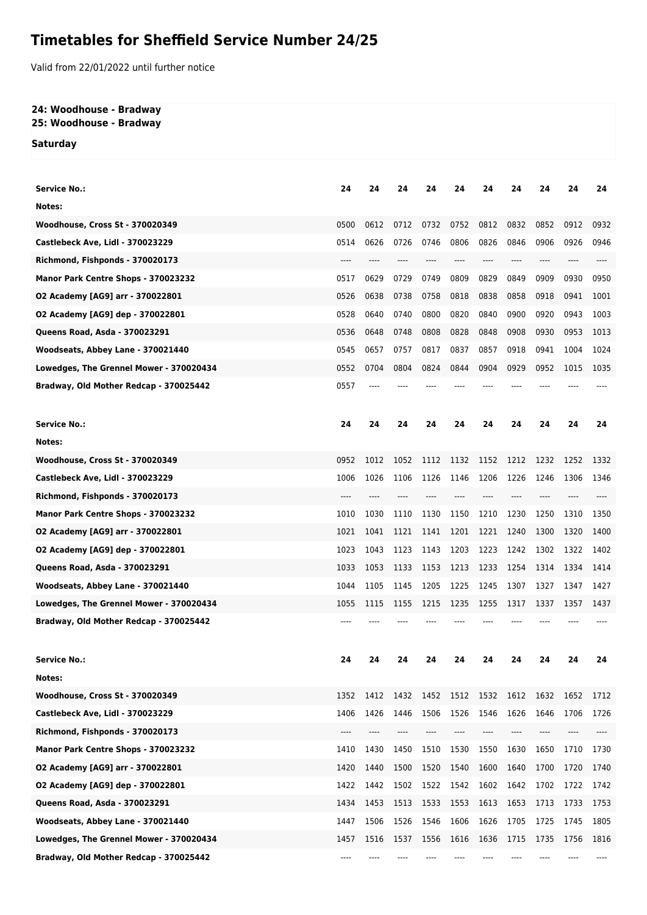# Timetables for Sheffield Service Number 24/25

Valid from 22/01/2022 until further notice

**24: Woodhouse - Bradway**
**25: Woodhouse - Bradway**

**Saturday**

| Service No.: | 24 | 24 | 24 | 24 | 24 | 24 | 24 | 24 | 24 | 24 |
|---|---|---|---|---|---|---|---|---|---|---|
| Notes: | | | | | | | | | | |
| Woodhouse, Cross St - 370020349 | 0500 | 0612 | 0712 | 0732 | 0752 | 0812 | 0832 | 0852 | 0912 | 0932 |
| Castlebeck Ave, Lidl - 370023229 | 0514 | 0626 | 0726 | 0746 | 0806 | 0826 | 0846 | 0906 | 0926 | 0946 |
| Richmond, Fishponds - 370020173 | ---- | ---- | ---- | ---- | ---- | ---- | ---- | ---- | ---- | ---- |
| Manor Park Centre Shops - 370023232 | 0517 | 0629 | 0729 | 0749 | 0809 | 0829 | 0849 | 0909 | 0930 | 0950 |
| O2 Academy [AG9] arr - 370022801 | 0526 | 0638 | 0738 | 0758 | 0818 | 0838 | 0858 | 0918 | 0941 | 1001 |
| O2 Academy [AG9] dep - 370022801 | 0528 | 0640 | 0740 | 0800 | 0820 | 0840 | 0900 | 0920 | 0943 | 1003 |
| Queens Road, Asda - 370023291 | 0536 | 0648 | 0748 | 0808 | 0828 | 0848 | 0908 | 0930 | 0953 | 1013 |
| Woodseats, Abbey Lane - 370021440 | 0545 | 0657 | 0757 | 0817 | 0837 | 0857 | 0918 | 0941 | 1004 | 1024 |
| Lowedges, The Grennel Mower - 370020434 | 0552 | 0704 | 0804 | 0824 | 0844 | 0904 | 0929 | 0952 | 1015 | 1035 |
| Bradway, Old Mother Redcap - 370025442 | 0557 | ---- | ---- | ---- | ---- | ---- | ---- | ---- | ---- | ---- |

| Service No.: | 24 | 24 | 24 | 24 | 24 | 24 | 24 | 24 | 24 | 24 |
|---|---|---|---|---|---|---|---|---|---|---|
| Notes: | | | | | | | | | | |
| Woodhouse, Cross St - 370020349 | 0952 | 1012 | 1052 | 1112 | 1132 | 1152 | 1212 | 1232 | 1252 | 1332 |
| Castlebeck Ave, Lidl - 370023229 | 1006 | 1026 | 1106 | 1126 | 1146 | 1206 | 1226 | 1246 | 1306 | 1346 |
| Richmond, Fishponds - 370020173 | ---- | ---- | ---- | ---- | ---- | ---- | ---- | ---- | ---- | ---- |
| Manor Park Centre Shops - 370023232 | 1010 | 1030 | 1110 | 1130 | 1150 | 1210 | 1230 | 1250 | 1310 | 1350 |
| O2 Academy [AG9] arr - 370022801 | 1021 | 1041 | 1121 | 1141 | 1201 | 1221 | 1240 | 1300 | 1320 | 1400 |
| O2 Academy [AG9] dep - 370022801 | 1023 | 1043 | 1123 | 1143 | 1203 | 1223 | 1242 | 1302 | 1322 | 1402 |
| Queens Road, Asda - 370023291 | 1033 | 1053 | 1133 | 1153 | 1213 | 1233 | 1254 | 1314 | 1334 | 1414 |
| Woodseats, Abbey Lane - 370021440 | 1044 | 1105 | 1145 | 1205 | 1225 | 1245 | 1307 | 1327 | 1347 | 1427 |
| Lowedges, The Grennel Mower - 370020434 | 1055 | 1115 | 1155 | 1215 | 1235 | 1255 | 1317 | 1337 | 1357 | 1437 |
| Bradway, Old Mother Redcap - 370025442 | ---- | ---- | ---- | ---- | ---- | ---- | ---- | ---- | ---- | ---- |

| Service No.: | 24 | 24 | 24 | 24 | 24 | 24 | 24 | 24 | 24 | 24 |
|---|---|---|---|---|---|---|---|---|---|---|
| Notes: | | | | | | | | | | |
| Woodhouse, Cross St - 370020349 | 1352 | 1412 | 1432 | 1452 | 1512 | 1532 | 1612 | 1632 | 1652 | 1712 |
| Castlebeck Ave, Lidl - 370023229 | 1406 | 1426 | 1446 | 1506 | 1526 | 1546 | 1626 | 1646 | 1706 | 1726 |
| Richmond, Fishponds - 370020173 | ---- | ---- | ---- | ---- | ---- | ---- | ---- | ---- | ---- | ---- |
| Manor Park Centre Shops - 370023232 | 1410 | 1430 | 1450 | 1510 | 1530 | 1550 | 1630 | 1650 | 1710 | 1730 |
| O2 Academy [AG9] arr - 370022801 | 1420 | 1440 | 1500 | 1520 | 1540 | 1600 | 1640 | 1700 | 1720 | 1740 |
| O2 Academy [AG9] dep - 370022801 | 1422 | 1442 | 1502 | 1522 | 1542 | 1602 | 1642 | 1702 | 1722 | 1742 |
| Queens Road, Asda - 370023291 | 1434 | 1453 | 1513 | 1533 | 1553 | 1613 | 1653 | 1713 | 1733 | 1753 |
| Woodseats, Abbey Lane - 370021440 | 1447 | 1506 | 1526 | 1546 | 1606 | 1626 | 1705 | 1725 | 1745 | 1805 |
| Lowedges, The Grennel Mower - 370020434 | 1457 | 1516 | 1537 | 1556 | 1616 | 1636 | 1715 | 1735 | 1756 | 1816 |
| Bradway, Old Mother Redcap - 370025442 | ---- | ---- | ---- | ---- | ---- | ---- | ---- | ---- | ---- | ---- |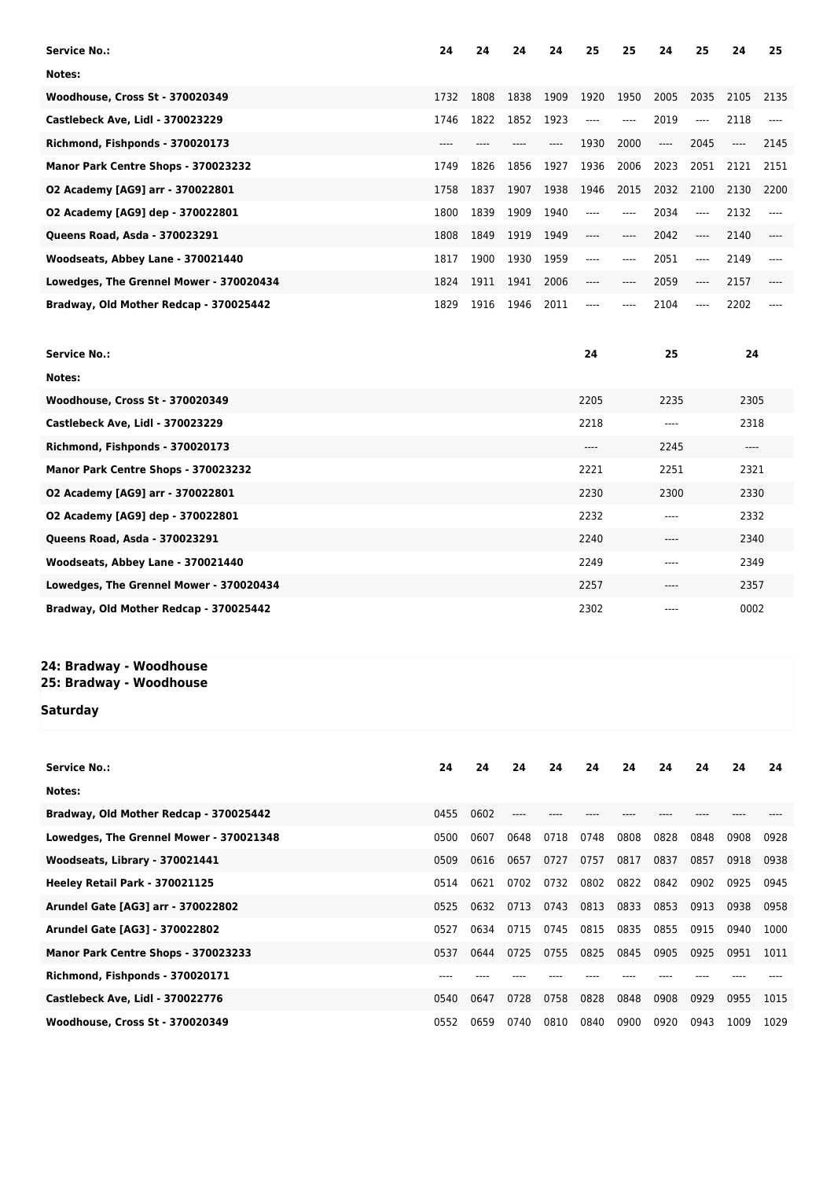| Service No.: | 24 | 24 | 24 | 24 | 25 | 25 | 24 | 25 | 24 | 25 |
|---|---|---|---|---|---|---|---|---|---|---|
| Notes: | | | | | | | | | | |
| Woodhouse, Cross St - 370020349 | 1732 | 1808 | 1838 | 1909 | 1920 | 1950 | 2005 | 2035 | 2105 | 2135 |
| Castlebeck Ave, Lidl - 370023229 | 1746 | 1822 | 1852 | 1923 | ---- | ---- | 2019 | ---- | 2118 | ---- |
| Richmond, Fishponds - 370020173 | ---- | ---- | ---- | ---- | 1930 | 2000 | ---- | 2045 | ---- | 2145 |
| Manor Park Centre Shops - 370023232 | 1749 | 1826 | 1856 | 1927 | 1936 | 2006 | 2023 | 2051 | 2121 | 2151 |
| O2 Academy [AG9] arr - 370022801 | 1758 | 1837 | 1907 | 1938 | 1946 | 2015 | 2032 | 2100 | 2130 | 2200 |
| O2 Academy [AG9] dep - 370022801 | 1800 | 1839 | 1909 | 1940 | ---- | ---- | 2034 | ---- | 2132 | ---- |
| Queens Road, Asda - 370023291 | 1808 | 1849 | 1919 | 1949 | ---- | ---- | 2042 | ---- | 2140 | ---- |
| Woodseats, Abbey Lane - 370021440 | 1817 | 1900 | 1930 | 1959 | ---- | ---- | 2051 | ---- | 2149 | ---- |
| Lowedges, The Grennel Mower - 370020434 | 1824 | 1911 | 1941 | 2006 | ---- | ---- | 2059 | ---- | 2157 | ---- |
| Bradway, Old Mother Redcap - 370025442 | 1829 | 1916 | 1946 | 2011 | ---- | ---- | 2104 | ---- | 2202 | ---- |

| Service No.: | 24 | 25 | 24 |
|---|---|---|---|
| Notes: | | | |
| Woodhouse, Cross St - 370020349 | 2205 | 2235 | 2305 |
| Castlebeck Ave, Lidl - 370023229 | 2218 | ---- | 2318 |
| Richmond, Fishponds - 370020173 | ---- | 2245 | ---- |
| Manor Park Centre Shops - 370023232 | 2221 | 2251 | 2321 |
| O2 Academy [AG9] arr - 370022801 | 2230 | 2300 | 2330 |
| O2 Academy [AG9] dep - 370022801 | 2232 | ---- | 2332 |
| Queens Road, Asda - 370023291 | 2240 | ---- | 2340 |
| Woodseats, Abbey Lane - 370021440 | 2249 | ---- | 2349 |
| Lowedges, The Grennel Mower - 370020434 | 2257 | ---- | 2357 |
| Bradway, Old Mother Redcap - 370025442 | 2302 | ---- | 0002 |

**24: Bradway - Woodhouse**
**25: Bradway - Woodhouse**

**Saturday**

| Service No.: | 24 | 24 | 24 | 24 | 24 | 24 | 24 | 24 | 24 | 24 |
|---|---|---|---|---|---|---|---|---|---|---|
| Notes: | | | | | | | | | | |
| Bradway, Old Mother Redcap - 370025442 | 0455 | 0602 | ---- | ---- | ---- | ---- | ---- | ---- | ---- | ---- |
| Lowedges, The Grennel Mower - 370021348 | 0500 | 0607 | 0648 | 0718 | 0748 | 0808 | 0828 | 0848 | 0908 | 0928 |
| Woodseats, Library - 370021441 | 0509 | 0616 | 0657 | 0727 | 0757 | 0817 | 0837 | 0857 | 0918 | 0938 |
| Heeley Retail Park - 370021125 | 0514 | 0621 | 0702 | 0732 | 0802 | 0822 | 0842 | 0902 | 0925 | 0945 |
| Arundel Gate [AG3] arr - 370022802 | 0525 | 0632 | 0713 | 0743 | 0813 | 0833 | 0853 | 0913 | 0938 | 0958 |
| Arundel Gate [AG3] - 370022802 | 0527 | 0634 | 0715 | 0745 | 0815 | 0835 | 0855 | 0915 | 0940 | 1000 |
| Manor Park Centre Shops - 370023233 | 0537 | 0644 | 0725 | 0755 | 0825 | 0845 | 0905 | 0925 | 0951 | 1011 |
| Richmond, Fishponds - 370020171 | ---- | ---- | ---- | ---- | ---- | ---- | ---- | ---- | ---- | ---- |
| Castlebeck Ave, Lidl - 370022776 | 0540 | 0647 | 0728 | 0758 | 0828 | 0848 | 0908 | 0929 | 0955 | 1015 |
| Woodhouse, Cross St - 370020349 | 0552 | 0659 | 0740 | 0810 | 0840 | 0900 | 0920 | 0943 | 1009 | 1029 |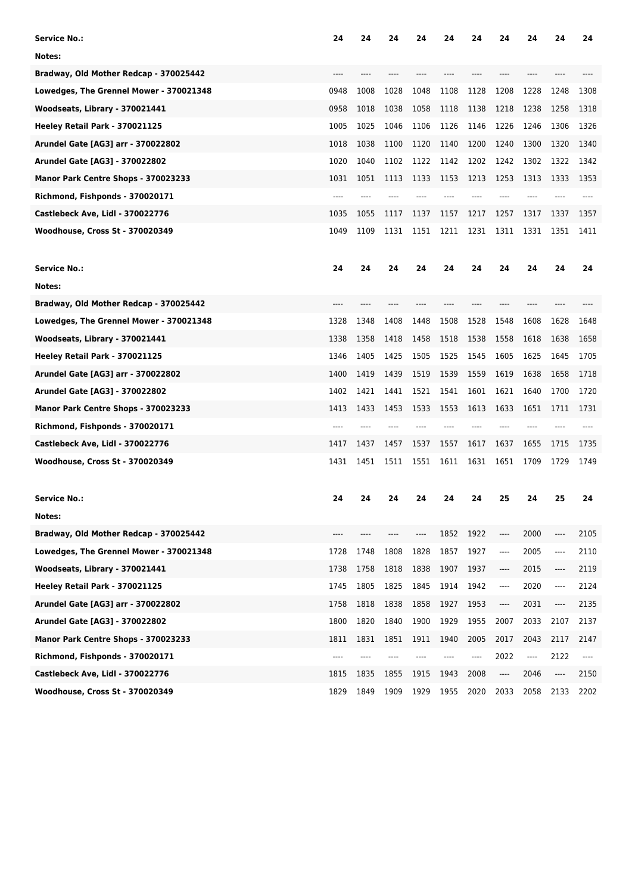| Service No.: | 24 | 24 | 24 | 24 | 24 | 24 | 24 | 24 | 24 | 24 |
|---|---|---|---|---|---|---|---|---|---|---|
| Notes: | | | | | | | | | | |
| Bradway, Old Mother Redcap - 370025442 | ---- | ---- | ---- | ---- | ---- | ---- | ---- | ---- | ---- | ---- |
| Lowedges, The Grennel Mower - 370021348 | 0948 | 1008 | 1028 | 1048 | 1108 | 1128 | 1208 | 1228 | 1248 | 1308 |
| Woodseats, Library - 370021441 | 0958 | 1018 | 1038 | 1058 | 1118 | 1138 | 1218 | 1238 | 1258 | 1318 |
| Heeley Retail Park - 370021125 | 1005 | 1025 | 1046 | 1106 | 1126 | 1146 | 1226 | 1246 | 1306 | 1326 |
| Arundel Gate [AG3] arr - 370022802 | 1018 | 1038 | 1100 | 1120 | 1140 | 1200 | 1240 | 1300 | 1320 | 1340 |
| Arundel Gate [AG3] - 370022802 | 1020 | 1040 | 1102 | 1122 | 1142 | 1202 | 1242 | 1302 | 1322 | 1342 |
| Manor Park Centre Shops - 370023233 | 1031 | 1051 | 1113 | 1133 | 1153 | 1213 | 1253 | 1313 | 1333 | 1353 |
| Richmond, Fishponds - 370020171 | ---- | ---- | ---- | ---- | ---- | ---- | ---- | ---- | ---- | ---- |
| Castlebeck Ave, Lidl - 370022776 | 1035 | 1055 | 1117 | 1137 | 1157 | 1217 | 1257 | 1317 | 1337 | 1357 |
| Woodhouse, Cross St - 370020349 | 1049 | 1109 | 1131 | 1151 | 1211 | 1231 | 1311 | 1331 | 1351 | 1411 |

| Service No.: | 24 | 24 | 24 | 24 | 24 | 24 | 24 | 24 | 24 | 24 |
|---|---|---|---|---|---|---|---|---|---|---|
| Notes: | | | | | | | | | | |
| Bradway, Old Mother Redcap - 370025442 | ---- | ---- | ---- | ---- | ---- | ---- | ---- | ---- | ---- | ---- |
| Lowedges, The Grennel Mower - 370021348 | 1328 | 1348 | 1408 | 1448 | 1508 | 1528 | 1548 | 1608 | 1628 | 1648 |
| Woodseats, Library - 370021441 | 1338 | 1358 | 1418 | 1458 | 1518 | 1538 | 1558 | 1618 | 1638 | 1658 |
| Heeley Retail Park - 370021125 | 1346 | 1405 | 1425 | 1505 | 1525 | 1545 | 1605 | 1625 | 1645 | 1705 |
| Arundel Gate [AG3] arr - 370022802 | 1400 | 1419 | 1439 | 1519 | 1539 | 1559 | 1619 | 1638 | 1658 | 1718 |
| Arundel Gate [AG3] - 370022802 | 1402 | 1421 | 1441 | 1521 | 1541 | 1601 | 1621 | 1640 | 1700 | 1720 |
| Manor Park Centre Shops - 370023233 | 1413 | 1433 | 1453 | 1533 | 1553 | 1613 | 1633 | 1651 | 1711 | 1731 |
| Richmond, Fishponds - 370020171 | ---- | ---- | ---- | ---- | ---- | ---- | ---- | ---- | ---- | ---- |
| Castlebeck Ave, Lidl - 370022776 | 1417 | 1437 | 1457 | 1537 | 1557 | 1617 | 1637 | 1655 | 1715 | 1735 |
| Woodhouse, Cross St - 370020349 | 1431 | 1451 | 1511 | 1551 | 1611 | 1631 | 1651 | 1709 | 1729 | 1749 |

| Service No.: | 24 | 24 | 24 | 24 | 24 | 24 | 25 | 24 | 25 | 24 |
|---|---|---|---|---|---|---|---|---|---|---|
| Notes: | | | | | | | | | | |
| Bradway, Old Mother Redcap - 370025442 | ---- | ---- | ---- | ---- | 1852 | 1922 | ---- | 2000 | ---- | 2105 |
| Lowedges, The Grennel Mower - 370021348 | 1728 | 1748 | 1808 | 1828 | 1857 | 1927 | ---- | 2005 | ---- | 2110 |
| Woodseats, Library - 370021441 | 1738 | 1758 | 1818 | 1838 | 1907 | 1937 | ---- | 2015 | ---- | 2119 |
| Heeley Retail Park - 370021125 | 1745 | 1805 | 1825 | 1845 | 1914 | 1942 | ---- | 2020 | ---- | 2124 |
| Arundel Gate [AG3] arr - 370022802 | 1758 | 1818 | 1838 | 1858 | 1927 | 1953 | ---- | 2031 | ---- | 2135 |
| Arundel Gate [AG3] - 370022802 | 1800 | 1820 | 1840 | 1900 | 1929 | 1955 | 2007 | 2033 | 2107 | 2137 |
| Manor Park Centre Shops - 370023233 | 1811 | 1831 | 1851 | 1911 | 1940 | 2005 | 2017 | 2043 | 2117 | 2147 |
| Richmond, Fishponds - 370020171 | ---- | ---- | ---- | ---- | ---- | ---- | 2022 | ---- | 2122 | ---- |
| Castlebeck Ave, Lidl - 370022776 | 1815 | 1835 | 1855 | 1915 | 1943 | 2008 | ---- | 2046 | ---- | 2150 |
| Woodhouse, Cross St - 370020349 | 1829 | 1849 | 1909 | 1929 | 1955 | 2020 | 2033 | 2058 | 2133 | 2202 |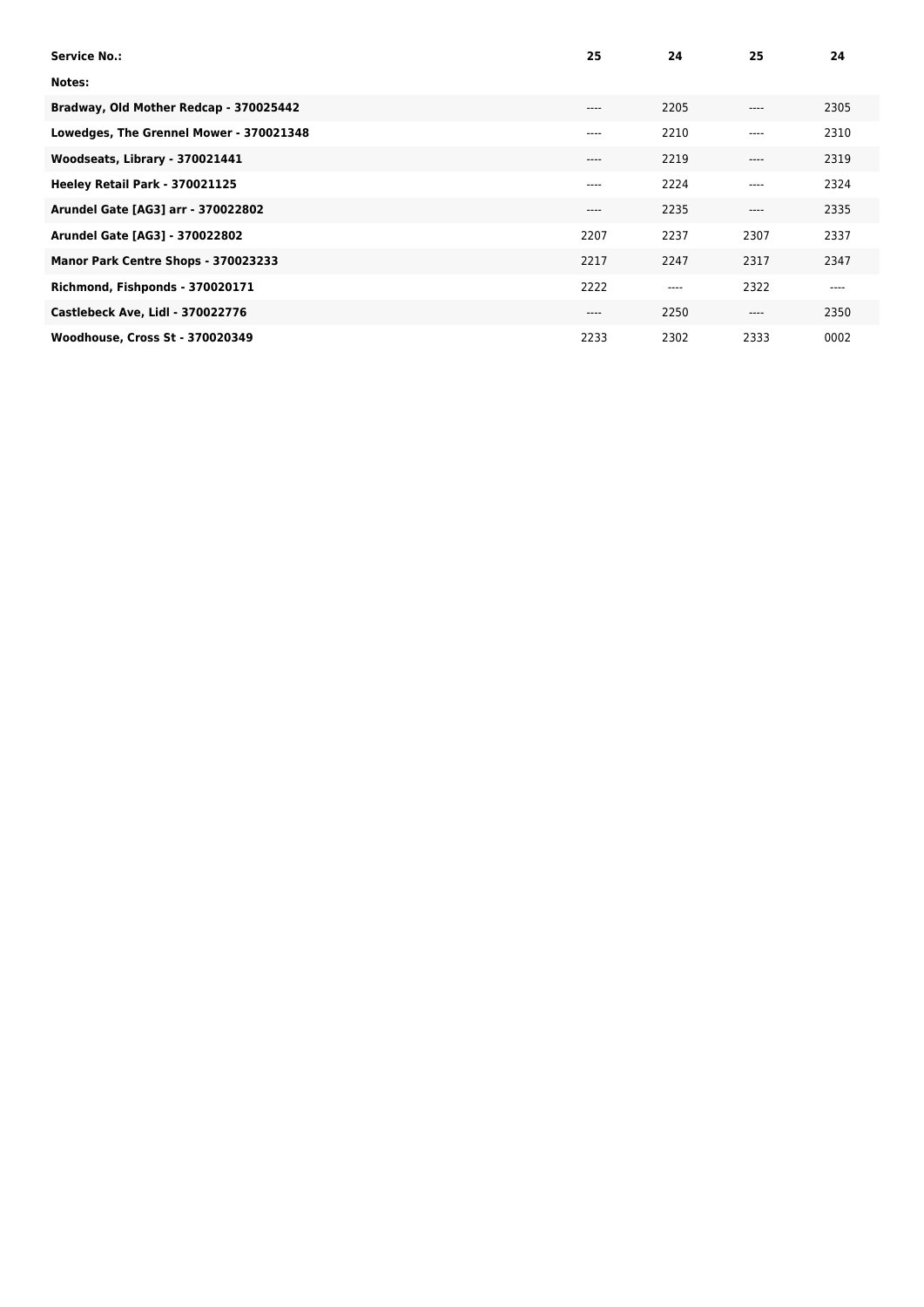| Service No.: | 25 | 24 | 25 | 24 |
| --- | --- | --- | --- | --- |
| Notes: | | | | |
| Bradway, Old Mother Redcap - 370025442 | ---- | 2205 | ---- | 2305 |
| Lowedges, The Grennel Mower - 370021348 | ---- | 2210 | ---- | 2310 |
| Woodseats, Library - 370021441 | ---- | 2219 | ---- | 2319 |
| Heeley Retail Park - 370021125 | ---- | 2224 | ---- | 2324 |
| Arundel Gate [AG3] arr - 370022802 | ---- | 2235 | ---- | 2335 |
| Arundel Gate [AG3] - 370022802 | 2207 | 2237 | 2307 | 2337 |
| Manor Park Centre Shops - 370023233 | 2217 | 2247 | 2317 | 2347 |
| Richmond, Fishponds - 370020171 | 2222 | ---- | 2322 | ---- |
| Castlebeck Ave, Lidl - 370022776 | ---- | 2250 | ---- | 2350 |
| Woodhouse, Cross St - 370020349 | 2233 | 2302 | 2333 | 0002 |